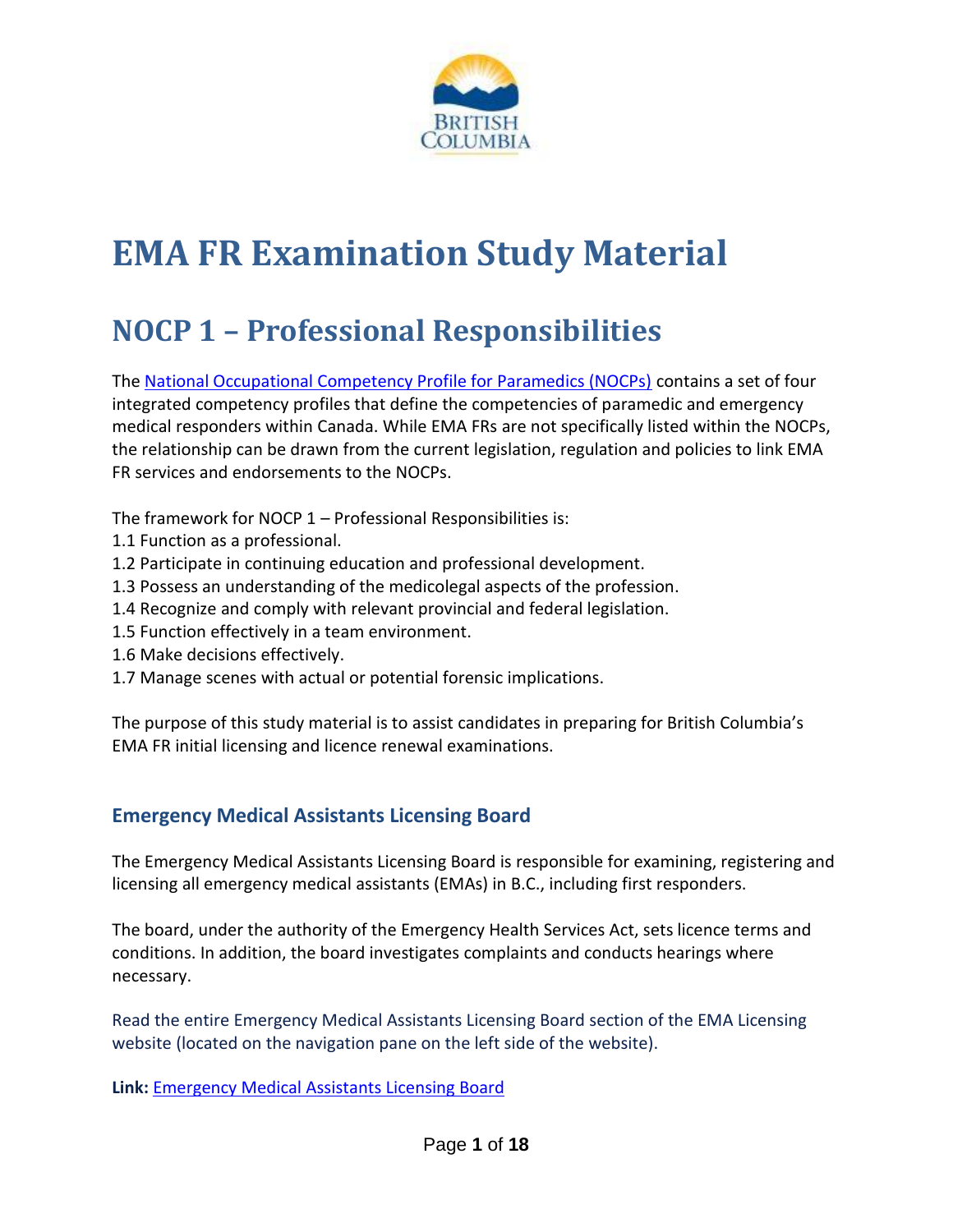# EMA FR Examination Study Material

## NOCP 1 – Professional Responsibilities

The National Occupational Competency Profile for Paramedics (NOCPs) contains a set of four integrated competency profiles that define the competencies of paramedic and emergency medical responders within Canada. While EMA FRs are not specifically listed within the NOCPs, the relationship can be drawn from the current legislation, regulation and policies to link EMA FR services and endorsements to the NOCPs.

The framework for NOCP 1 – Professional Responsibilities is:
1.1 Function as a professional.
1.2 Participate in continuing education and professional development.
1.3 Possess an understanding of the medicolegal aspects of the profession.
1.4 Recognize and comply with relevant provincial and federal legislation.
1.5 Function effectively in a team environment.
1.6 Make decisions effectively.
1.7 Manage scenes with actual or potential forensic implications.

The purpose of this study material is to assist candidates in preparing for British Columbia's EMA FR initial licensing and licence renewal examinations.

### Emergency Medical Assistants Licensing Board

The Emergency Medical Assistants Licensing Board is responsible for examining, registering and licensing all emergency medical assistants (EMAs) in B.C., including first responders.

The board, under the authority of the Emergency Health Services Act, sets licence terms and conditions. In addition, the board investigates complaints and conducts hearings where necessary.

Read the entire Emergency Medical Assistants Licensing Board section of the EMA Licensing website (located on the navigation pane on the left side of the website).

**Link:** Emergency Medical Assistants Licensing Board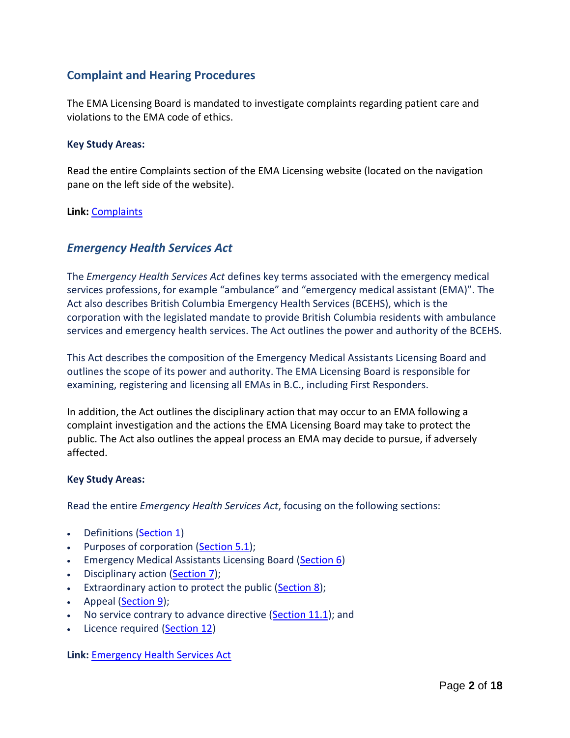## Complaint and Hearing Procedures

The EMA Licensing Board is mandated to investigate complaints regarding patient care and violations to the EMA code of ethics.

**Key Study Areas:**

Read the entire Complaints section of the EMA Licensing website (located on the navigation pane on the left side of the website).

**Link:** [Complaints]()

## *Emergency Health Services Act*

The *Emergency Health Services Act* defines key terms associated with the emergency medical services professions, for example "ambulance" and "emergency medical assistant (EMA)". The Act also describes British Columbia Emergency Health Services (BCEHS), which is the corporation with the legislated mandate to provide British Columbia residents with ambulance services and emergency health services. The Act outlines the power and authority of the BCEHS.

This Act describes the composition of the Emergency Medical Assistants Licensing Board and outlines the scope of its power and authority. The EMA Licensing Board is responsible for examining, registering and licensing all EMAs in B.C., including First Responders.

In addition, the Act outlines the disciplinary action that may occur to an EMA following a complaint investigation and the actions the EMA Licensing Board may take to protect the public. The Act also outlines the appeal process an EMA may decide to pursue, if adversely affected.

**Key Study Areas:**

Read the entire *Emergency Health Services Act*, focusing on the following sections:

- Definitions ([Section 1]())
- Purposes of corporation ([Section 5.1]());
- Emergency Medical Assistants Licensing Board ([Section 6]())
- Disciplinary action ([Section 7]());
- Extraordinary action to protect the public ([Section 8]());
- Appeal ([Section 9]());
- No service contrary to advance directive ([Section 11.1]()); and
- Licence required ([Section 12]())

**Link:** [Emergency Health Services Act]()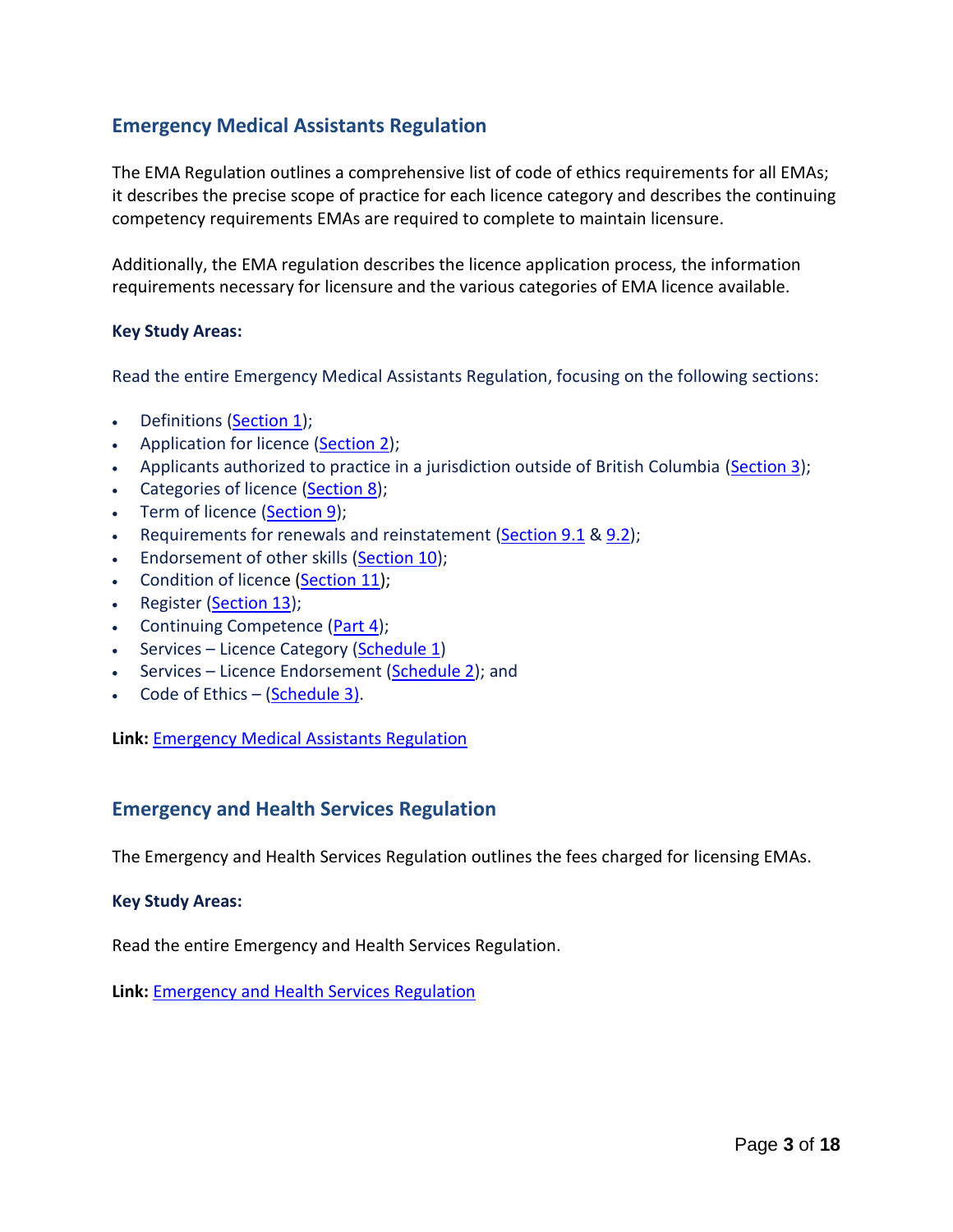## Emergency Medical Assistants Regulation

The EMA Regulation outlines a comprehensive list of code of ethics requirements for all EMAs; it describes the precise scope of practice for each licence category and describes the continuing competency requirements EMAs are required to complete to maintain licensure.

Additionally, the EMA regulation describes the licence application process, the information requirements necessary for licensure and the various categories of EMA licence available.

### Key Study Areas:

Read the entire Emergency Medical Assistants Regulation, focusing on the following sections:

- Definitions (Section 1);
- Application for licence (Section 2);
- Applicants authorized to practice in a jurisdiction outside of British Columbia (Section 3);
- Categories of licence (Section 8);
- Term of licence (Section 9);
- Requirements for renewals and reinstatement (Section 9.1 & 9.2);
- Endorsement of other skills (Section 10);
- Condition of licence (Section 11);
- Register (Section 13);
- Continuing Competence (Part 4);
- Services – Licence Category (Schedule 1)
- Services – Licence Endorsement (Schedule 2); and
- Code of Ethics – (Schedule 3).

**Link:** Emergency Medical Assistants Regulation

## Emergency and Health Services Regulation

The Emergency and Health Services Regulation outlines the fees charged for licensing EMAs.

### Key Study Areas:

Read the entire Emergency and Health Services Regulation.

**Link:** Emergency and Health Services Regulation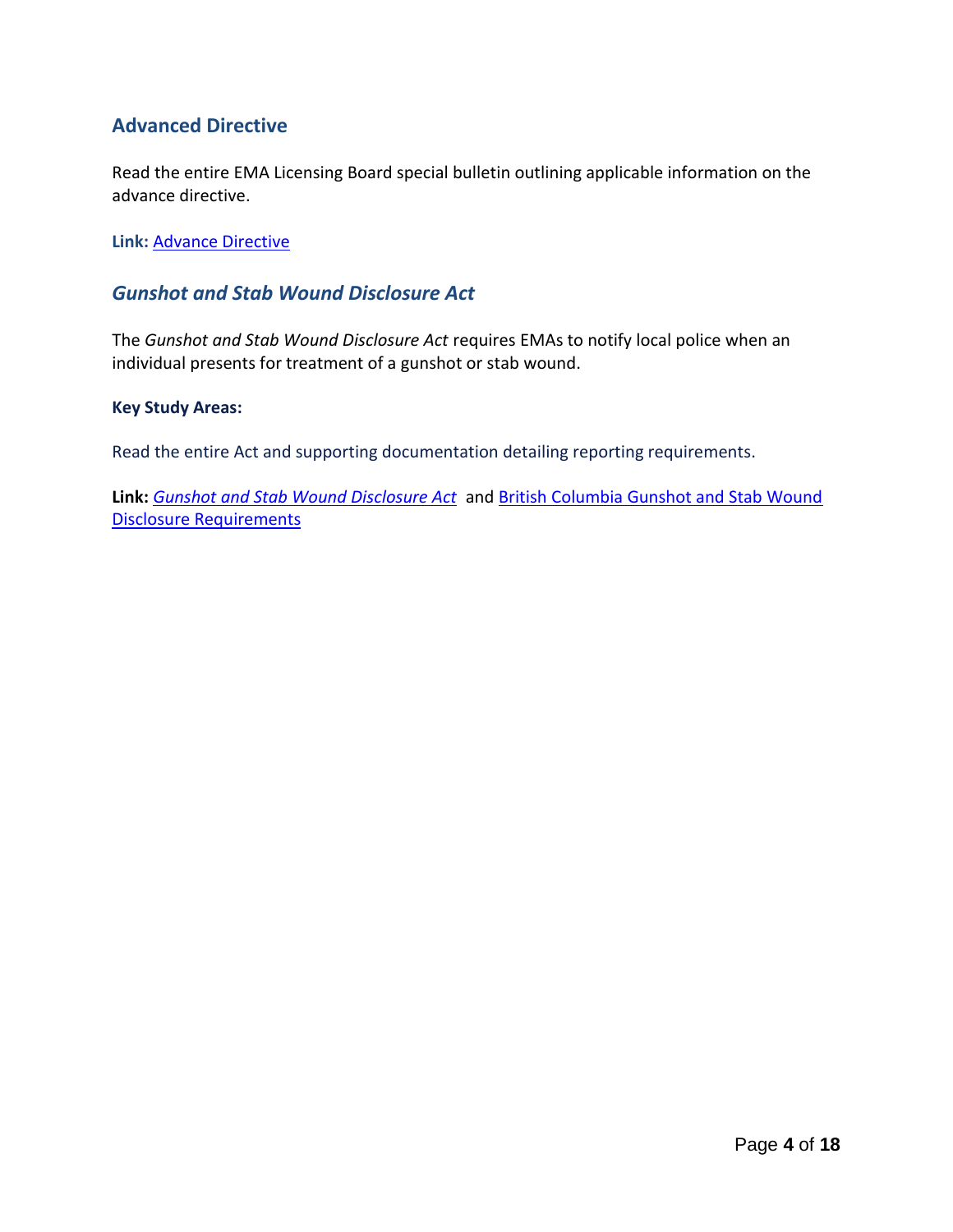## Advanced Directive

Read the entire EMA Licensing Board special bulletin outlining applicable information on the advance directive.

**Link:** Advance Directive

## *Gunshot and Stab Wound Disclosure Act*

The *Gunshot and Stab Wound Disclosure Act* requires EMAs to notify local police when an individual presents for treatment of a gunshot or stab wound.

**Key Study Areas:**

Read the entire Act and supporting documentation detailing reporting requirements.

**Link:** *Gunshot and Stab Wound Disclosure Act* and British Columbia Gunshot and Stab Wound Disclosure Requirements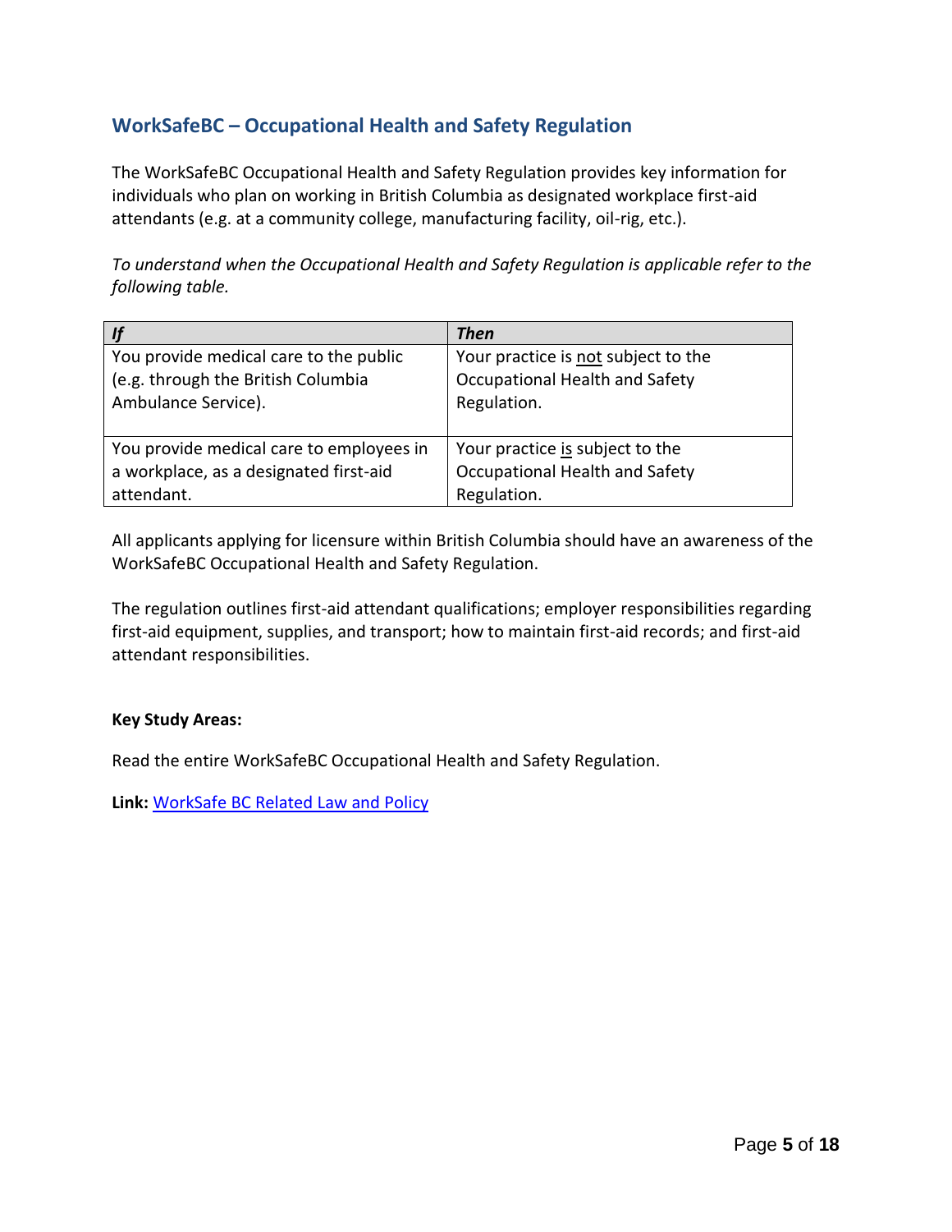## WorkSafeBC – Occupational Health and Safety Regulation

The WorkSafeBC Occupational Health and Safety Regulation provides key information for individuals who plan on working in British Columbia as designated workplace first-aid attendants (e.g. at a community college, manufacturing facility, oil-rig, etc.).

*To understand when the Occupational Health and Safety Regulation is applicable refer to the following table.*

| ***If*** | ***Then*** |
| --- | --- |
| You provide medical care to the public (e.g. through the British Columbia Ambulance Service). | Your practice is <u>not</u> subject to the Occupational Health and Safety Regulation. |
| You provide medical care to employees in a workplace, as a designated first-aid attendant. | Your practice <u>is</u> subject to the Occupational Health and Safety Regulation. |

All applicants applying for licensure within British Columbia should have an awareness of the WorkSafeBC Occupational Health and Safety Regulation.

The regulation outlines first-aid attendant qualifications; employer responsibilities regarding first-aid equipment, supplies, and transport; how to maintain first-aid records; and first-aid attendant responsibilities.

**Key Study Areas:**

Read the entire WorkSafeBC Occupational Health and Safety Regulation.

**Link:** WorkSafe BC Related Law and Policy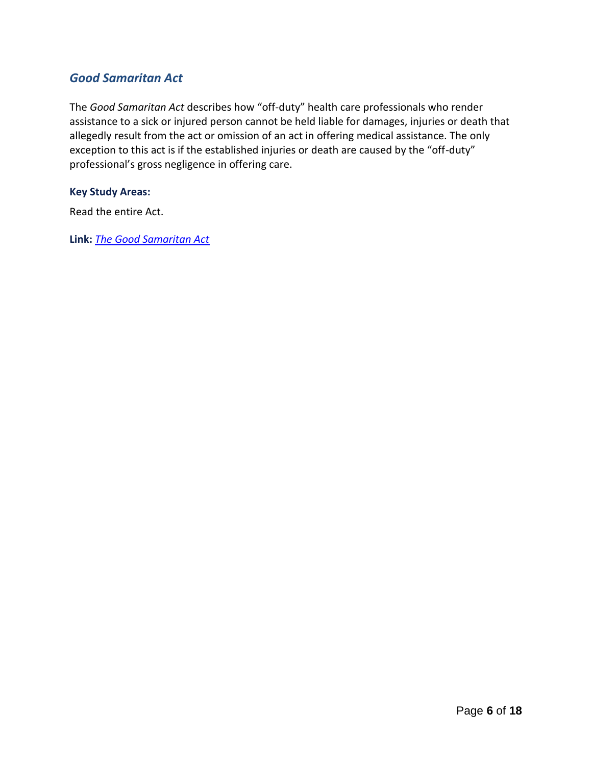## *Good Samaritan Act*

The *Good Samaritan Act* describes how “off-duty” health care professionals who render assistance to a sick or injured person cannot be held liable for damages, injuries or death that allegedly result from the act or omission of an act in offering medical assistance. The only exception to this act is if the established injuries or death are caused by the “off-duty” professional’s gross negligence in offering care.

**Key Study Areas:**

Read the entire Act.

**Link:** *The Good Samaritan Act*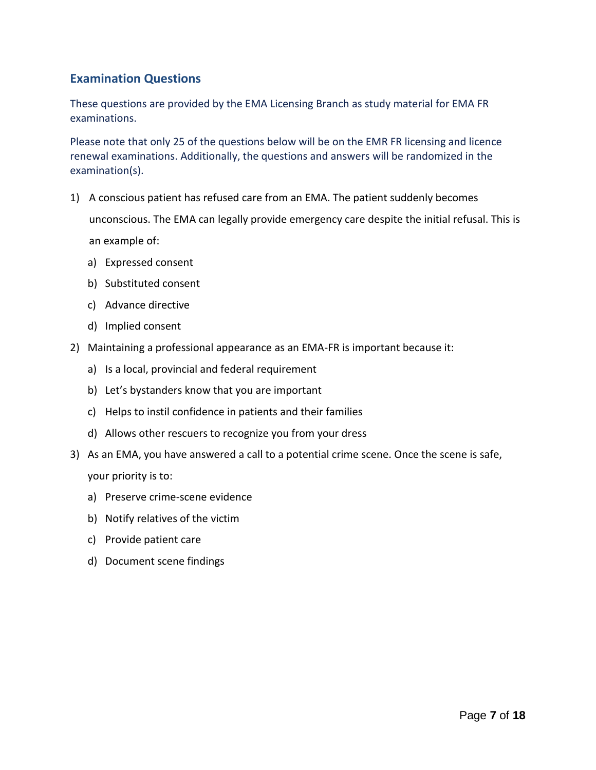## Examination Questions

These questions are provided by the EMA Licensing Branch as study material for EMA FR examinations.

Please note that only 25 of the questions below will be on the EMR FR licensing and licence renewal examinations. Additionally, the questions and answers will be randomized in the examination(s).

1) A conscious patient has refused care from an EMA. The patient suddenly becomes unconscious. The EMA can legally provide emergency care despite the initial refusal. This is an example of:
   a) Expressed consent
   b) Substituted consent
   c) Advance directive
   d) Implied consent

2) Maintaining a professional appearance as an EMA-FR is important because it:
   a) Is a local, provincial and federal requirement
   b) Let's bystanders know that you are important
   c) Helps to instil confidence in patients and their families
   d) Allows other rescuers to recognize you from your dress

3) As an EMA, you have answered a call to a potential crime scene. Once the scene is safe, your priority is to:
   a) Preserve crime-scene evidence
   b) Notify relatives of the victim
   c) Provide patient care
   d) Document scene findings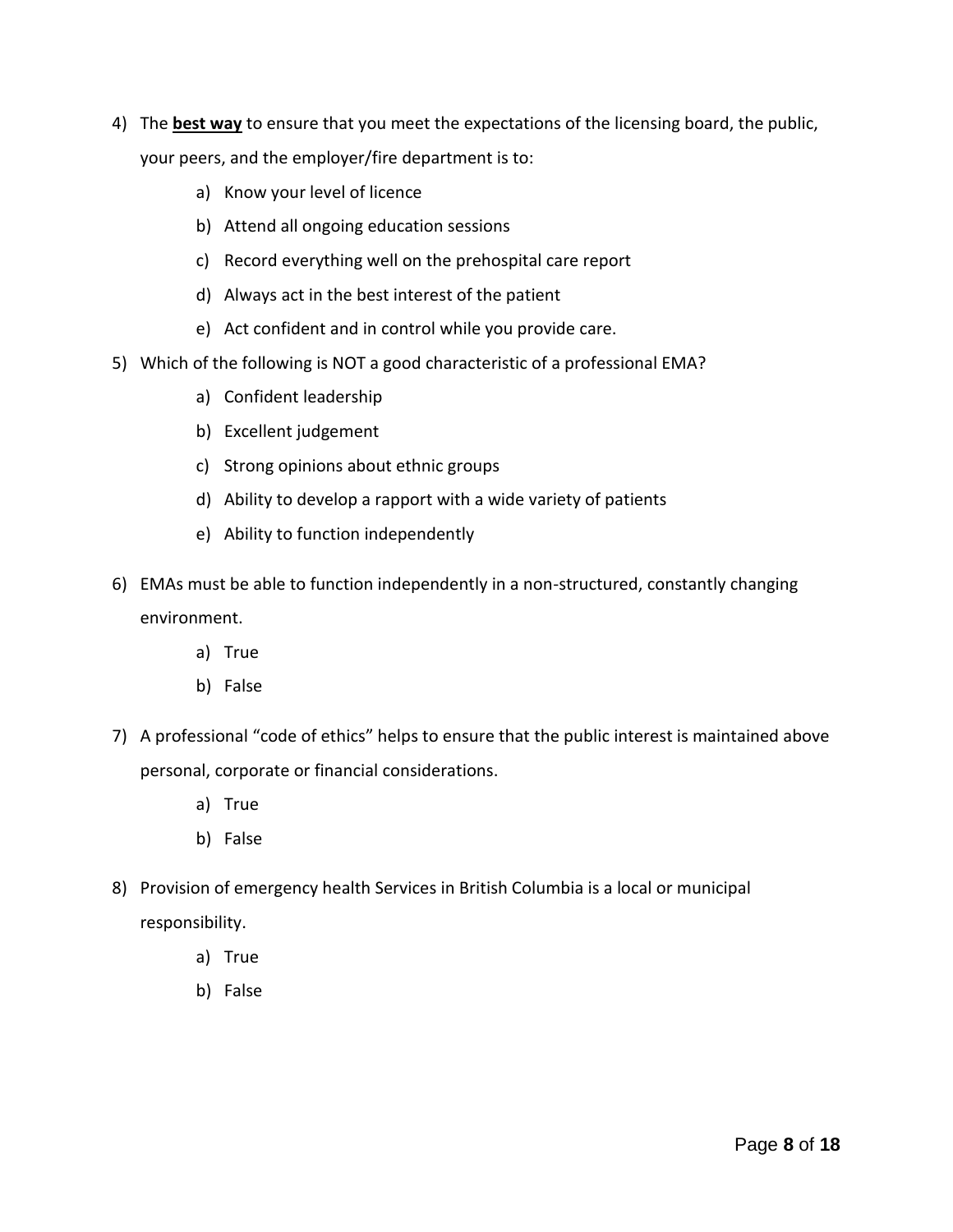4) The **best way** to ensure that you meet the expectations of the licensing board, the public, your peers, and the employer/fire department is to:
    a) Know your level of licence
    b) Attend all ongoing education sessions
    c) Record everything well on the prehospital care report
    d) Always act in the best interest of the patient
    e) Act confident and in control while you provide care.

5) Which of the following is NOT a good characteristic of a professional EMA?
    a) Confident leadership
    b) Excellent judgement
    c) Strong opinions about ethnic groups
    d) Ability to develop a rapport with a wide variety of patients
    e) Ability to function independently

6) EMAs must be able to function independently in a non-structured, constantly changing environment.
    a) True
    b) False

7) A professional "code of ethics" helps to ensure that the public interest is maintained above personal, corporate or financial considerations.
    a) True
    b) False

8) Provision of emergency health Services in British Columbia is a local or municipal responsibility.
    a) True
    b) False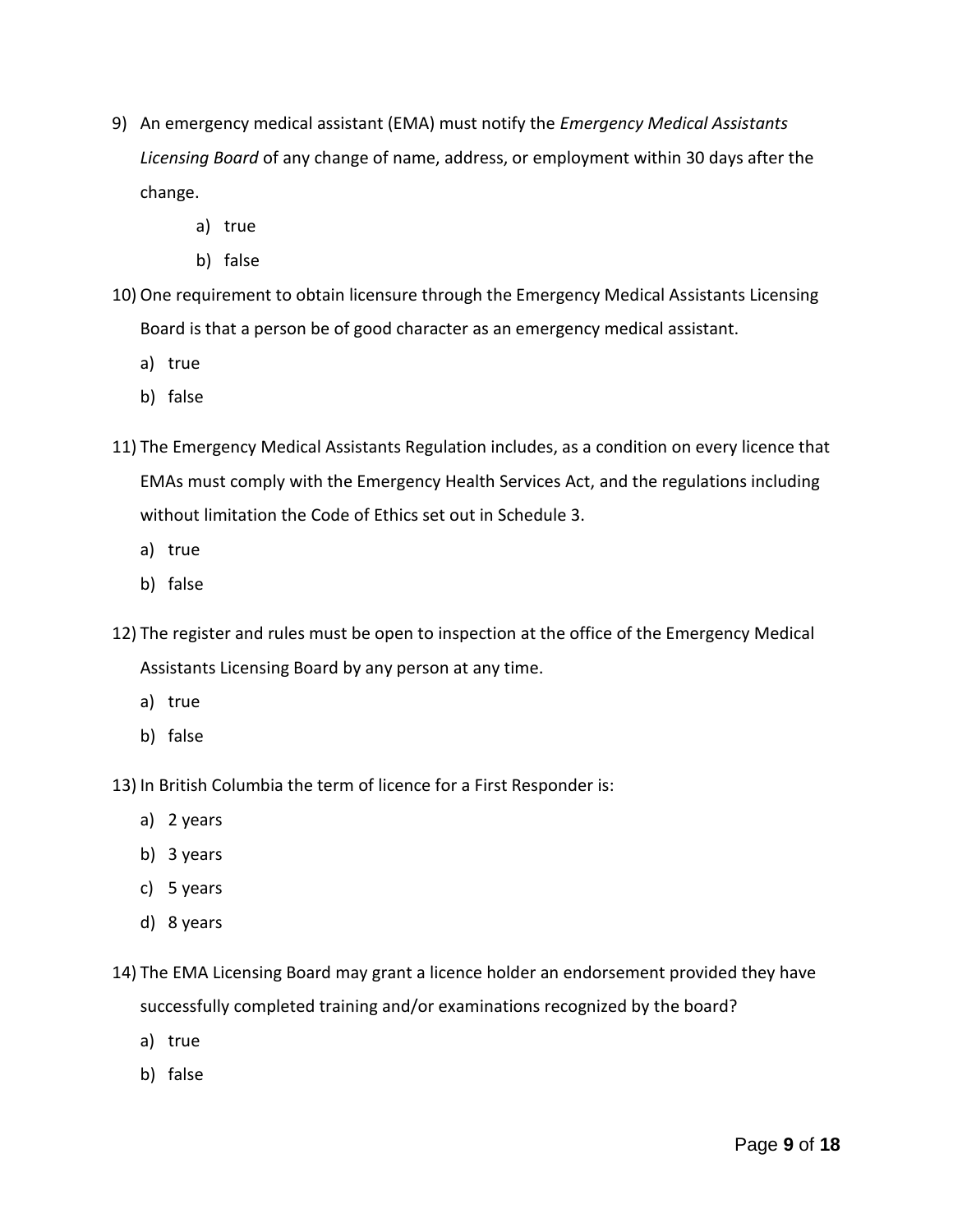9) An emergency medical assistant (EMA) must notify the *Emergency Medical Assistants Licensing Board* of any change of name, address, or employment within 30 days after the change.
    a) true
    b) false

10) One requirement to obtain licensure through the Emergency Medical Assistants Licensing Board is that a person be of good character as an emergency medical assistant.
    a) true
    b) false

11) The Emergency Medical Assistants Regulation includes, as a condition on every licence that EMAs must comply with the Emergency Health Services Act, and the regulations including without limitation the Code of Ethics set out in Schedule 3.
    a) true
    b) false

12) The register and rules must be open to inspection at the office of the Emergency Medical Assistants Licensing Board by any person at any time.
    a) true
    b) false

13) In British Columbia the term of licence for a First Responder is:
    a) 2 years
    b) 3 years
    c) 5 years
    d) 8 years

14) The EMA Licensing Board may grant a licence holder an endorsement provided they have successfully completed training and/or examinations recognized by the board?
    a) true
    b) false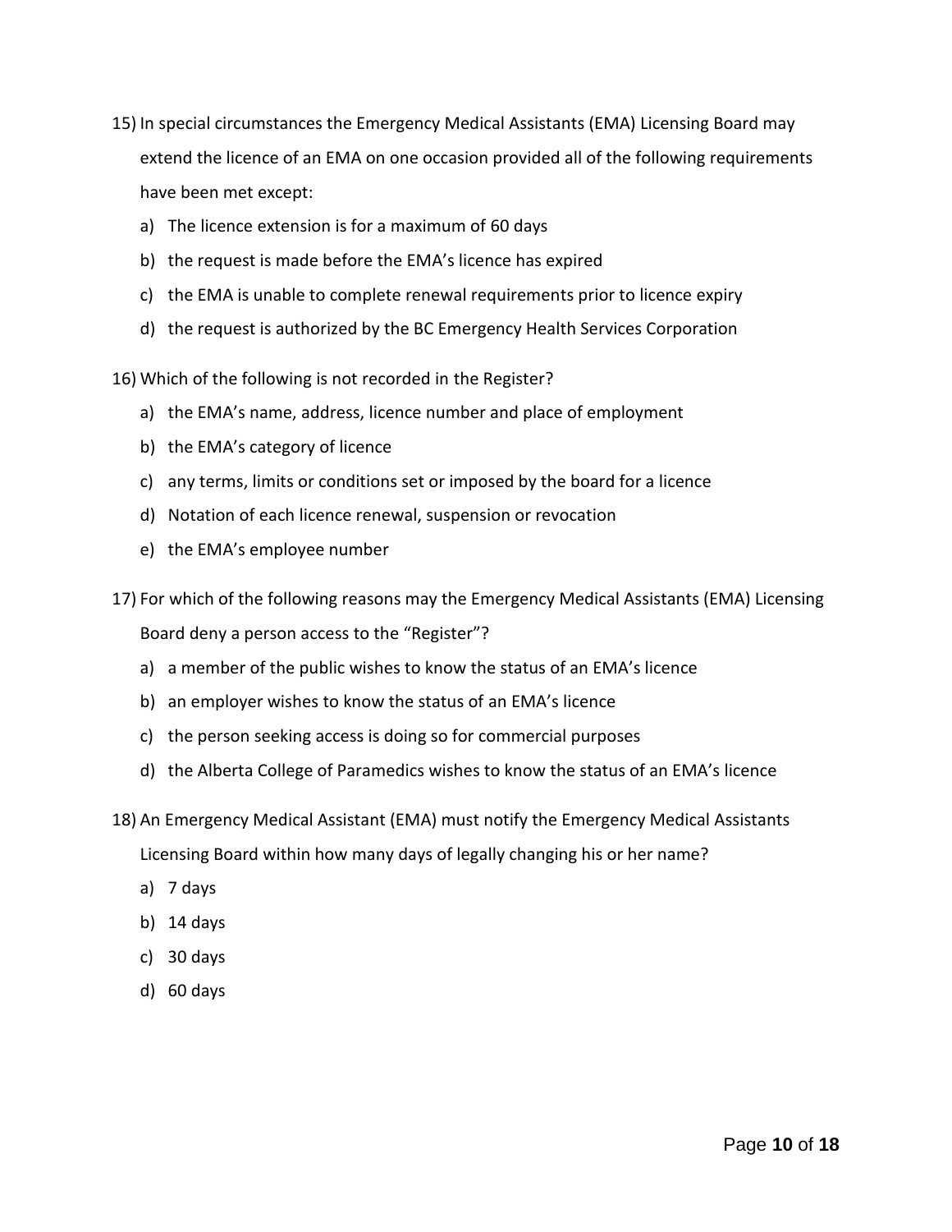15) In special circumstances the Emergency Medical Assistants (EMA) Licensing Board may extend the licence of an EMA on one occasion provided all of the following requirements have been met except:

    a) The licence extension is for a maximum of 60 days
    b) the request is made before the EMA's licence has expired
    c) the EMA is unable to complete renewal requirements prior to licence expiry
    d) the request is authorized by the BC Emergency Health Services Corporation

16) Which of the following is not recorded in the Register?

    a) the EMA's name, address, licence number and place of employment
    b) the EMA's category of licence
    c) any terms, limits or conditions set or imposed by the board for a licence
    d) Notation of each licence renewal, suspension or revocation
    e) the EMA's employee number

17) For which of the following reasons may the Emergency Medical Assistants (EMA) Licensing Board deny a person access to the "Register"?

    a) a member of the public wishes to know the status of an EMA's licence
    b) an employer wishes to know the status of an EMA's licence
    c) the person seeking access is doing so for commercial purposes
    d) the Alberta College of Paramedics wishes to know the status of an EMA's licence

18) An Emergency Medical Assistant (EMA) must notify the Emergency Medical Assistants Licensing Board within how many days of legally changing his or her name?

    a) 7 days
    b) 14 days
    c) 30 days
    d) 60 days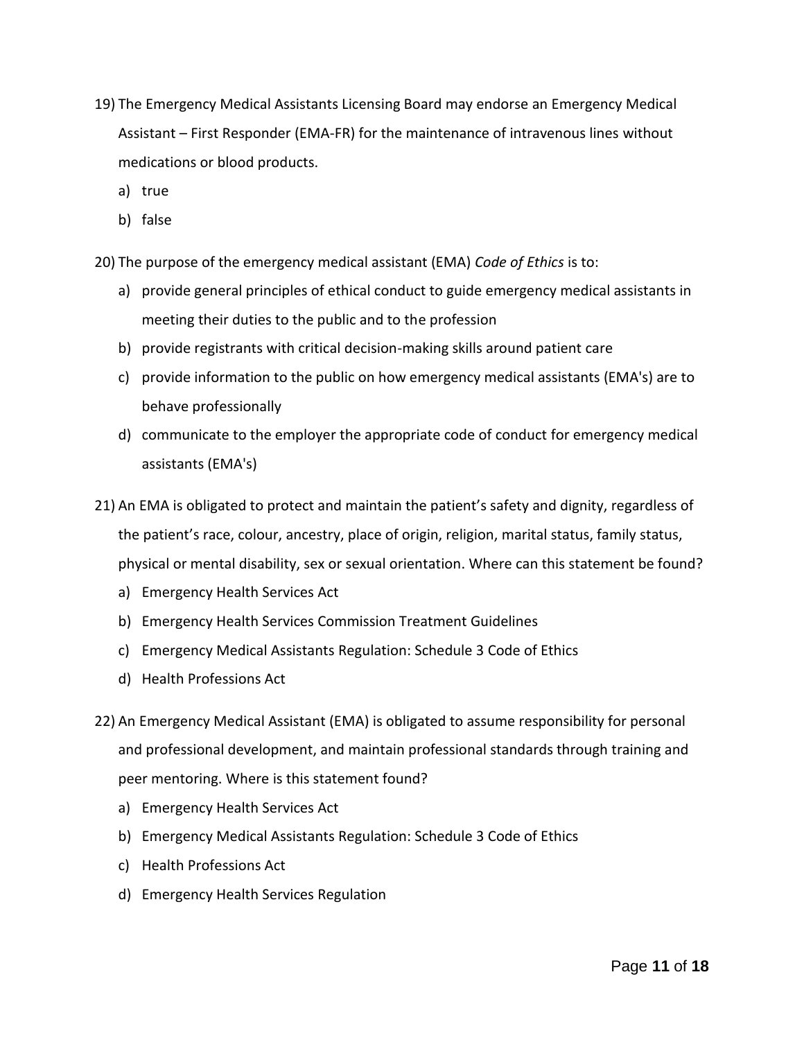19) The Emergency Medical Assistants Licensing Board may endorse an Emergency Medical Assistant – First Responder (EMA-FR) for the maintenance of intravenous lines without medications or blood products.

    a) true
    b) false

20) The purpose of the emergency medical assistant (EMA) *Code of Ethics* is to:

    a) provide general principles of ethical conduct to guide emergency medical assistants in meeting their duties to the public and to the profession
    b) provide registrants with critical decision-making skills around patient care
    c) provide information to the public on how emergency medical assistants (EMA's) are to behave professionally
    d) communicate to the employer the appropriate code of conduct for emergency medical assistants (EMA's)

21) An EMA is obligated to protect and maintain the patient's safety and dignity, regardless of the patient's race, colour, ancestry, place of origin, religion, marital status, family status, physical or mental disability, sex or sexual orientation. Where can this statement be found?

    a) Emergency Health Services Act
    b) Emergency Health Services Commission Treatment Guidelines
    c) Emergency Medical Assistants Regulation: Schedule 3 Code of Ethics
    d) Health Professions Act

22) An Emergency Medical Assistant (EMA) is obligated to assume responsibility for personal and professional development, and maintain professional standards through training and peer mentoring. Where is this statement found?

    a) Emergency Health Services Act
    b) Emergency Medical Assistants Regulation: Schedule 3 Code of Ethics
    c) Health Professions Act
    d) Emergency Health Services Regulation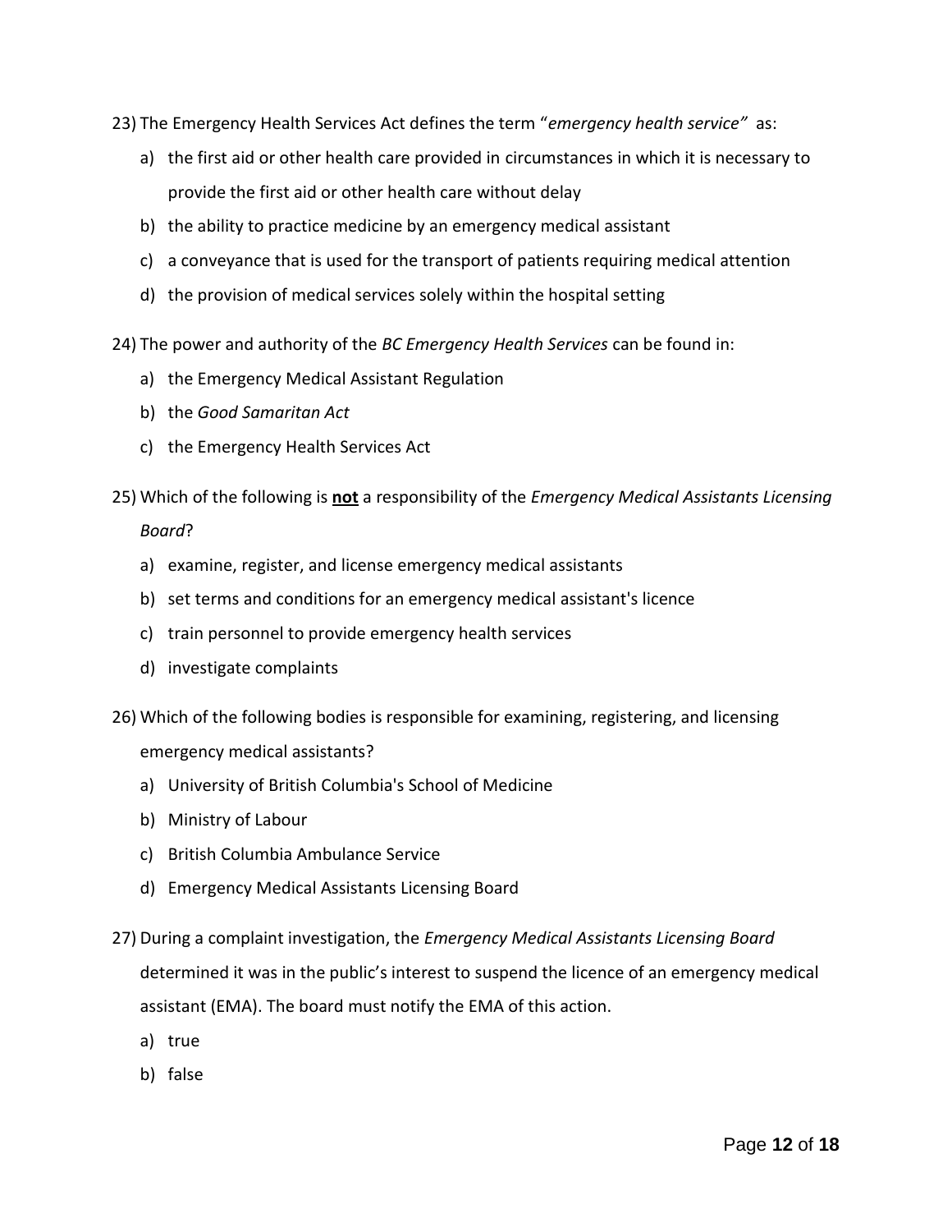23) The Emergency Health Services Act defines the term "*emergency health service"* as:

a) the first aid or other health care provided in circumstances in which it is necessary to provide the first aid or other health care without delay

b) the ability to practice medicine by an emergency medical assistant

c) a conveyance that is used for the transport of patients requiring medical attention

d) the provision of medical services solely within the hospital setting

24) The power and authority of the *BC Emergency Health Services* can be found in:

a) the Emergency Medical Assistant Regulation

b) the *Good Samaritan Act*

c) the Emergency Health Services Act

25) Which of the following is **not** a responsibility of the *Emergency Medical Assistants Licensing Board*?

a) examine, register, and license emergency medical assistants

b) set terms and conditions for an emergency medical assistant's licence

c) train personnel to provide emergency health services

d) investigate complaints

26) Which of the following bodies is responsible for examining, registering, and licensing emergency medical assistants?

a) University of British Columbia's School of Medicine

b) Ministry of Labour

c) British Columbia Ambulance Service

d) Emergency Medical Assistants Licensing Board

27) During a complaint investigation, the *Emergency Medical Assistants Licensing Board* determined it was in the public's interest to suspend the licence of an emergency medical assistant (EMA). The board must notify the EMA of this action.

a) true

b) false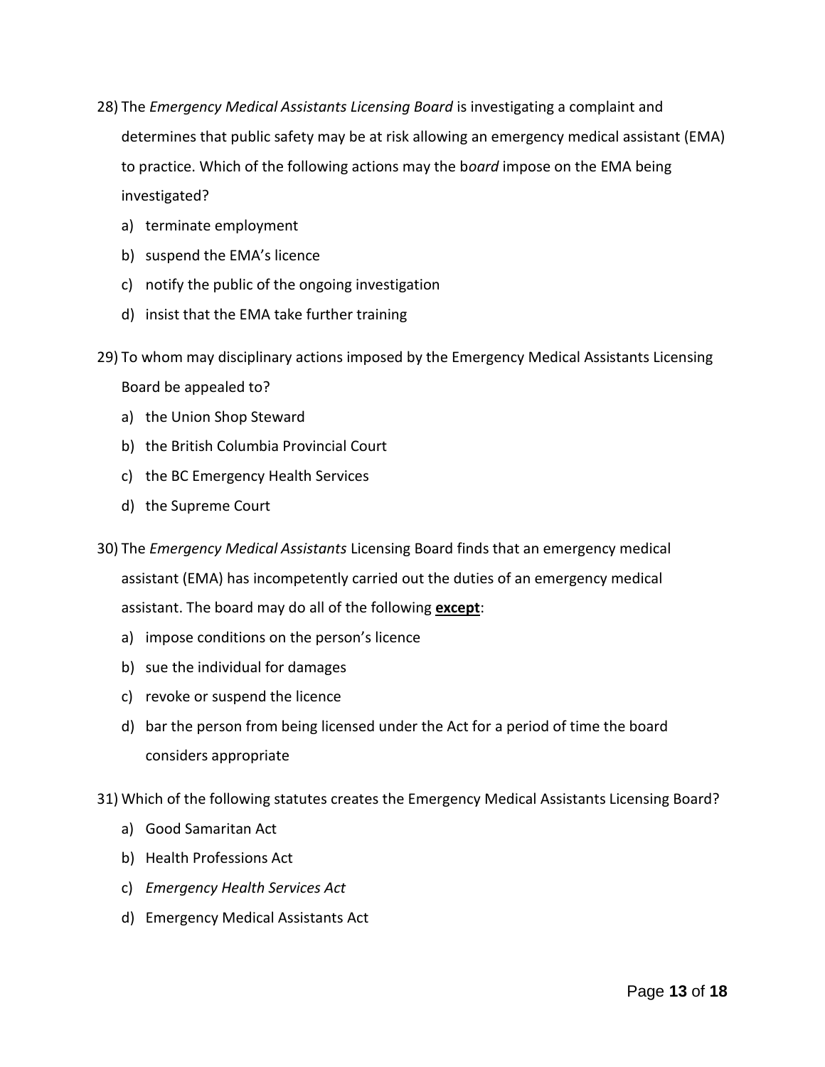28) The *Emergency Medical Assistants Licensing Board* is investigating a complaint and determines that public safety may be at risk allowing an emergency medical assistant (EMA) to practice. Which of the following actions may the b*oard* impose on the EMA being investigated?

   a) terminate employment
   b) suspend the EMA's licence
   c) notify the public of the ongoing investigation
   d) insist that the EMA take further training

29) To whom may disciplinary actions imposed by the Emergency Medical Assistants Licensing Board be appealed to?

   a) the Union Shop Steward
   b) the British Columbia Provincial Court
   c) the BC Emergency Health Services
   d) the Supreme Court

30) The *Emergency Medical Assistants* Licensing Board finds that an emergency medical assistant (EMA) has incompetently carried out the duties of an emergency medical assistant. The board may do all of the following **<u>except</u>**:

   a) impose conditions on the person's licence
   b) sue the individual for damages
   c) revoke or suspend the licence
   d) bar the person from being licensed under the Act for a period of time the board considers appropriate

31) Which of the following statutes creates the Emergency Medical Assistants Licensing Board?

   a) Good Samaritan Act
   b) Health Professions Act
   c) *Emergency Health Services Act*
   d) Emergency Medical Assistants Act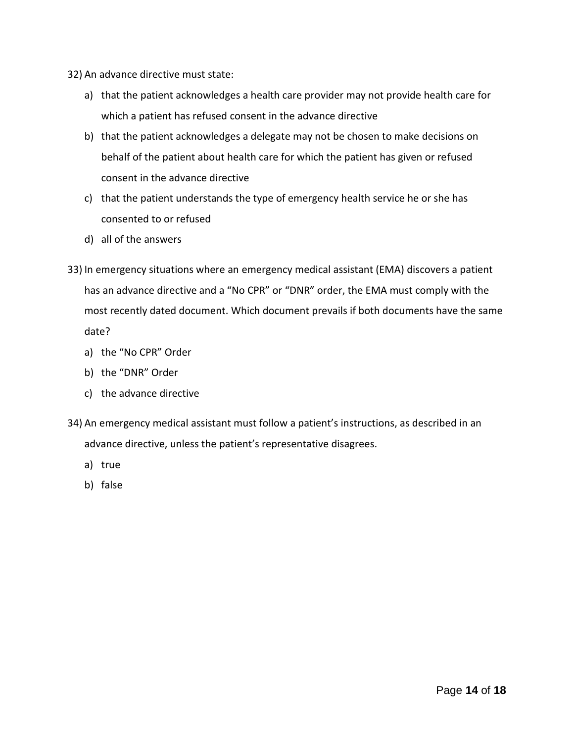32) An advance directive must state:

   a) that the patient acknowledges a health care provider may not provide health care for which a patient has refused consent in the advance directive
   b) that the patient acknowledges a delegate may not be chosen to make decisions on behalf of the patient about health care for which the patient has given or refused consent in the advance directive
   c) that the patient understands the type of emergency health service he or she has consented to or refused
   d) all of the answers

33) In emergency situations where an emergency medical assistant (EMA) discovers a patient has an advance directive and a "No CPR" or "DNR" order, the EMA must comply with the most recently dated document. Which document prevails if both documents have the same date?

   a) the "No CPR" Order
   b) the "DNR" Order
   c) the advance directive

34) An emergency medical assistant must follow a patient's instructions, as described in an advance directive, unless the patient's representative disagrees.

   a) true
   b) false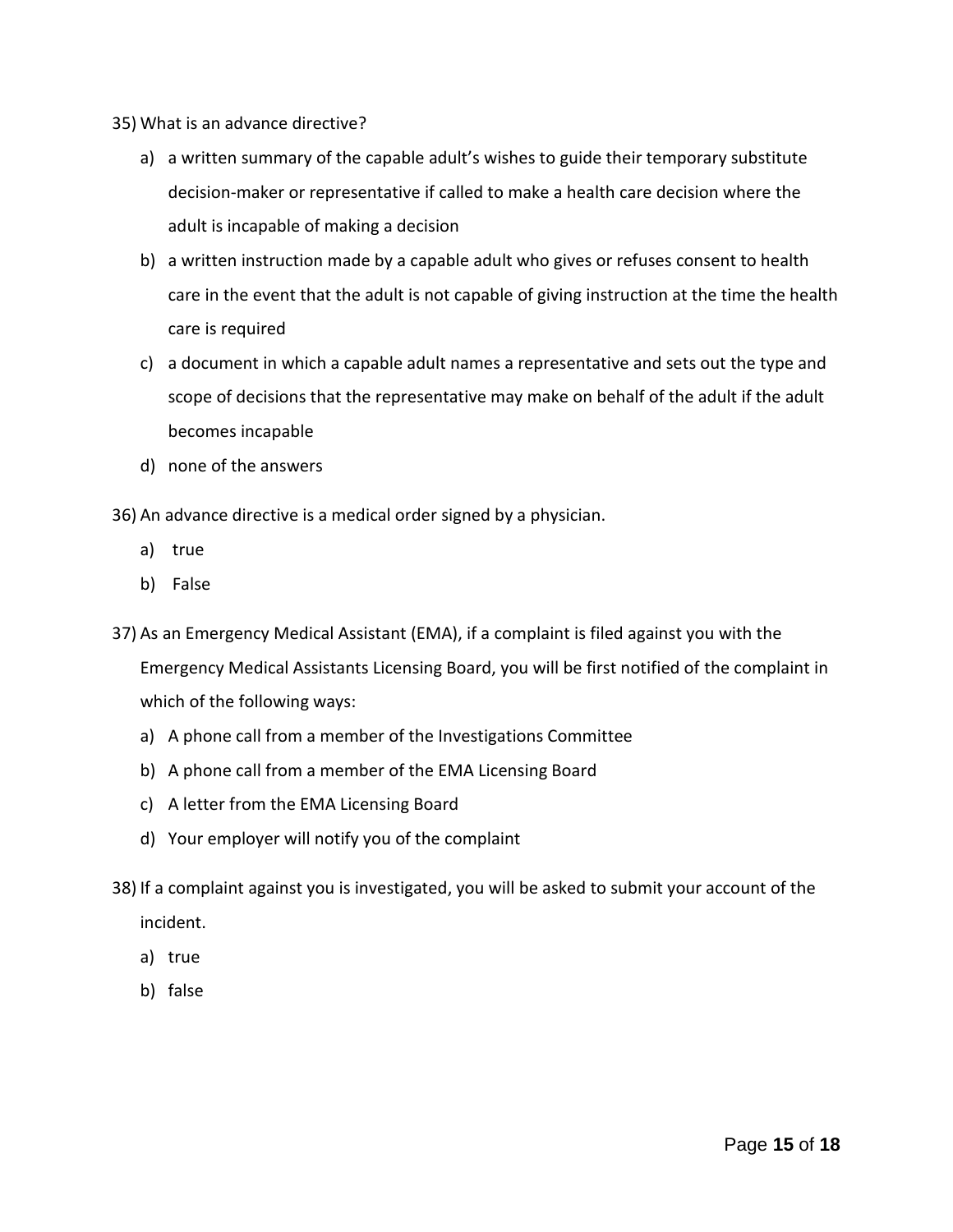35) What is an advance directive?

   a) a written summary of the capable adult's wishes to guide their temporary substitute decision-maker or representative if called to make a health care decision where the adult is incapable of making a decision
   b) a written instruction made by a capable adult who gives or refuses consent to health care in the event that the adult is not capable of giving instruction at the time the health care is required
   c) a document in which a capable adult names a representative and sets out the type and scope of decisions that the representative may make on behalf of the adult if the adult becomes incapable
   d) none of the answers

36) An advance directive is a medical order signed by a physician.

   a) true
   b) False

37) As an Emergency Medical Assistant (EMA), if a complaint is filed against you with the Emergency Medical Assistants Licensing Board, you will be first notified of the complaint in which of the following ways:

   a) A phone call from a member of the Investigations Committee
   b) A phone call from a member of the EMA Licensing Board
   c) A letter from the EMA Licensing Board
   d) Your employer will notify you of the complaint

38) If a complaint against you is investigated, you will be asked to submit your account of the incident.

   a) true
   b) false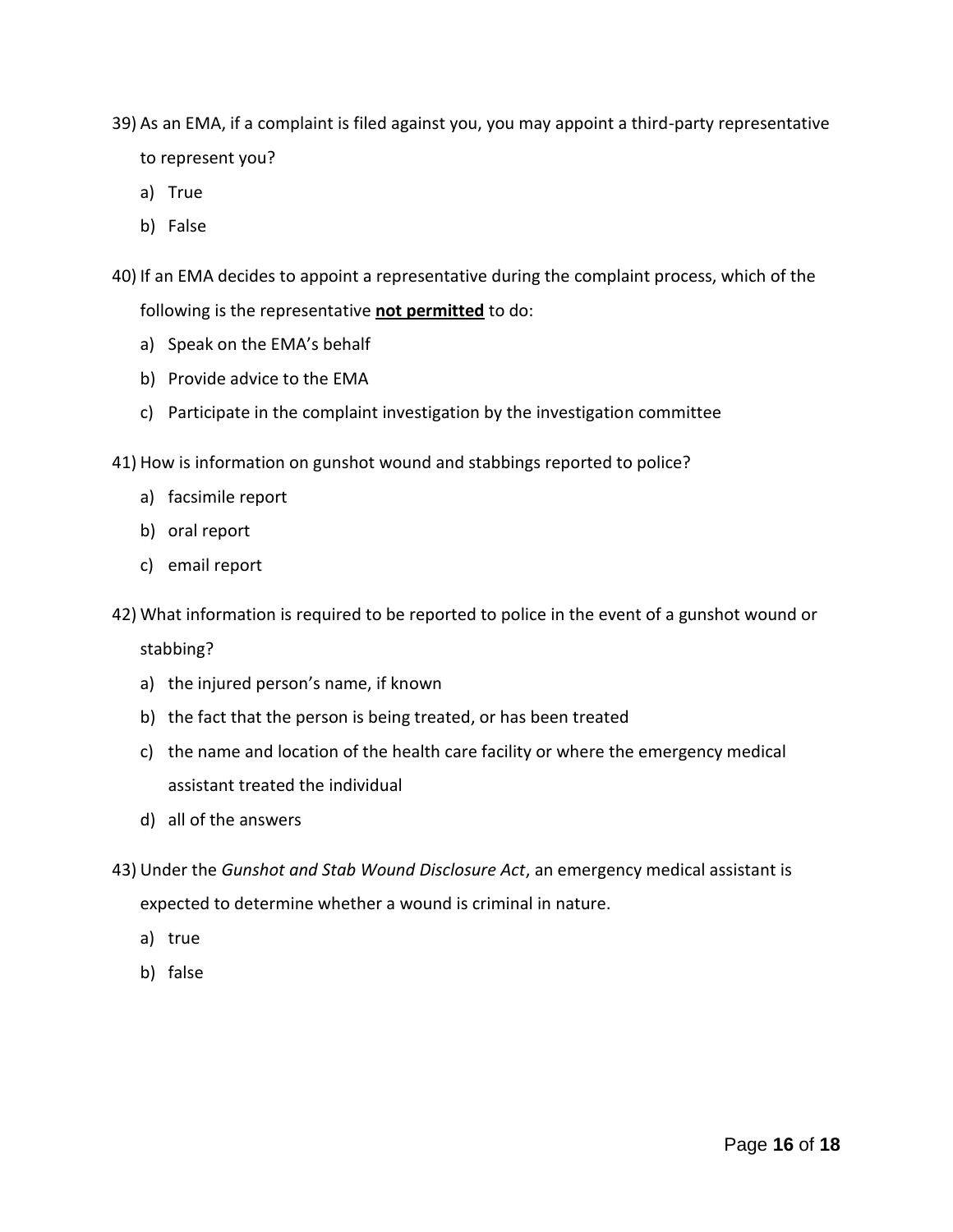39) As an EMA, if a complaint is filed against you, you may appoint a third-party representative to represent you?

    a) True
    b) False

40) If an EMA decides to appoint a representative during the complaint process, which of the following is the representative **<u>not permitted</u>** to do:

    a) Speak on the EMA's behalf
    b) Provide advice to the EMA
    c) Participate in the complaint investigation by the investigation committee

41) How is information on gunshot wound and stabbings reported to police?

    a) facsimile report
    b) oral report
    c) email report

42) What information is required to be reported to police in the event of a gunshot wound or stabbing?

    a) the injured person's name, if known
    b) the fact that the person is being treated, or has been treated
    c) the name and location of the health care facility or where the emergency medical assistant treated the individual
    d) all of the answers

43) Under the *Gunshot and Stab Wound Disclosure Act*, an emergency medical assistant is expected to determine whether a wound is criminal in nature.

    a) true
    b) false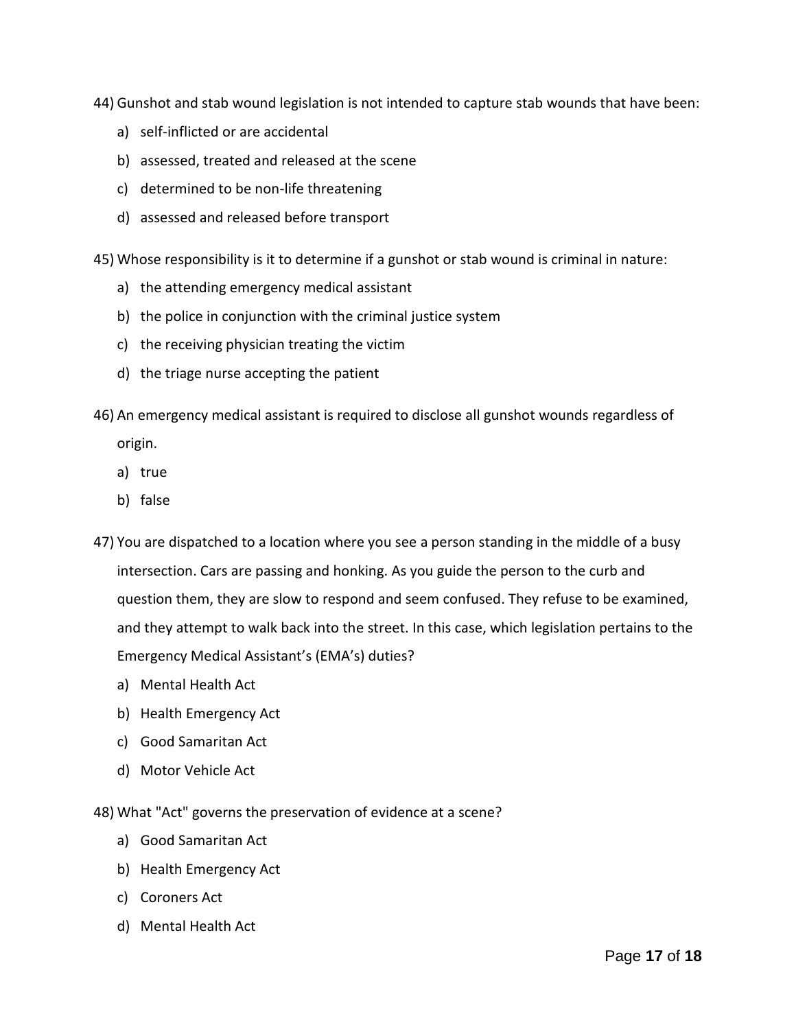44) Gunshot and stab wound legislation is not intended to capture stab wounds that have been:

a) self-inflicted or are accidental
b) assessed, treated and released at the scene
c) determined to be non-life threatening
d) assessed and released before transport

45) Whose responsibility is it to determine if a gunshot or stab wound is criminal in nature:

a) the attending emergency medical assistant
b) the police in conjunction with the criminal justice system
c) the receiving physician treating the victim
d) the triage nurse accepting the patient

46) An emergency medical assistant is required to disclose all gunshot wounds regardless of origin.

a) true
b) false

47) You are dispatched to a location where you see a person standing in the middle of a busy intersection. Cars are passing and honking. As you guide the person to the curb and question them, they are slow to respond and seem confused. They refuse to be examined, and they attempt to walk back into the street. In this case, which legislation pertains to the Emergency Medical Assistant's (EMA's) duties?

a) Mental Health Act
b) Health Emergency Act
c) Good Samaritan Act
d) Motor Vehicle Act

48) What "Act" governs the preservation of evidence at a scene?

a) Good Samaritan Act
b) Health Emergency Act
c) Coroners Act
d) Mental Health Act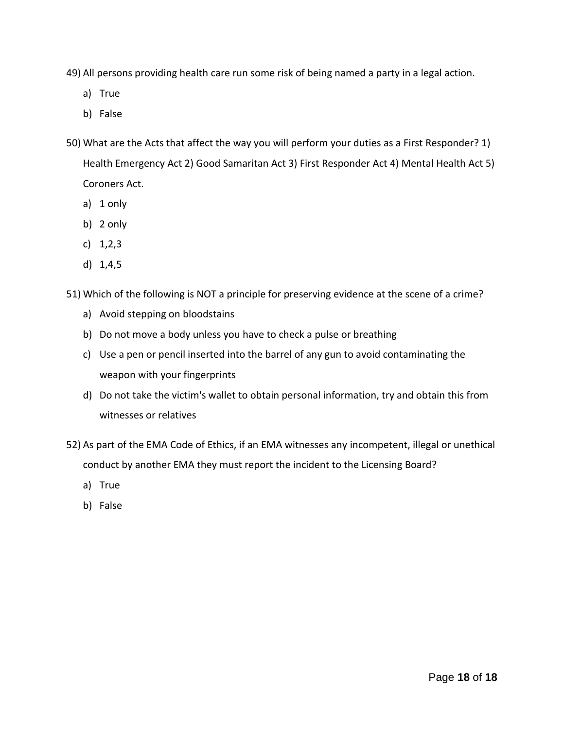49) All persons providing health care run some risk of being named a party in a legal action.

a) True

b) False

50) What are the Acts that affect the way you will perform your duties as a First Responder? 1) Health Emergency Act 2) Good Samaritan Act 3) First Responder Act 4) Mental Health Act 5) Coroners Act.

a) 1 only

b) 2 only

c) 1,2,3

d) 1,4,5

51) Which of the following is NOT a principle for preserving evidence at the scene of a crime?

a) Avoid stepping on bloodstains

b) Do not move a body unless you have to check a pulse or breathing

c) Use a pen or pencil inserted into the barrel of any gun to avoid contaminating the weapon with your fingerprints

d) Do not take the victim's wallet to obtain personal information, try and obtain this from witnesses or relatives

52) As part of the EMA Code of Ethics, if an EMA witnesses any incompetent, illegal or unethical conduct by another EMA they must report the incident to the Licensing Board?

a) True

b) False